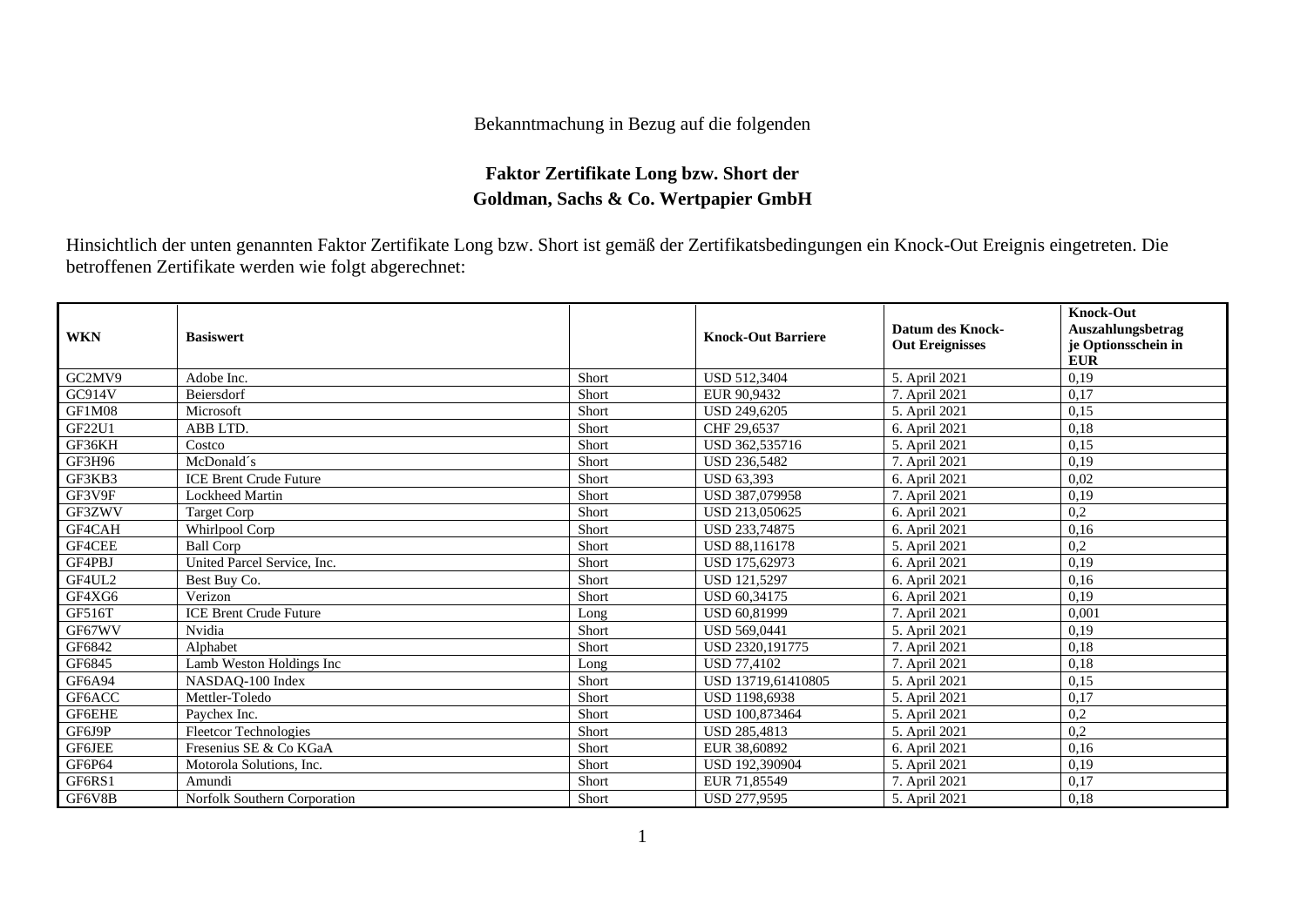Bekanntmachung in Bezug auf die folgenden

## Faktor Zertifikate Long bzw. Short der Goldman, Sachs & Co. Wertpapier GmbH

Hinsichtlich der unten genannten Faktor Zertifikate Long bzw. Short ist gemäß der Zertifikatsbedingungen ein Knock-Out Ereignis eingetreten. Die betroffenen Zertifikate werden wie folgt abgerechnet:

| **WKN** | **Basiswert** | | **Knock-Out Barriere** | **Datum des Knock-Out Ereignisses** | **Knock-Out Auszahlungsbetrag je Optionsschein in EUR** |
|---|---|---|---|---|---|
| GC2MV9 | Adobe Inc. | Short | USD 512,3404 | 5. April 2021 | 0,19 |
| GC914V | Beiersdorf | Short | EUR 90,9432 | 7. April 2021 | 0,17 |
| GF1M08 | Microsoft | Short | USD 249,6205 | 5. April 2021 | 0,15 |
| GF22U1 | ABB LTD. | Short | CHF 29,6537 | 6. April 2021 | 0,18 |
| GF36KH | Costco | Short | USD 362,535716 | 5. April 2021 | 0,15 |
| GF3H96 | McDonald´s | Short | USD 236,5482 | 7. April 2021 | 0,19 |
| GF3KB3 | ICE Brent Crude Future | Short | USD 63,393 | 6. April 2021 | 0,02 |
| GF3V9F | Lockheed Martin | Short | USD 387,079958 | 7. April 2021 | 0,19 |
| GF3ZWV | Target Corp | Short | USD 213,050625 | 6. April 2021 | 0,2 |
| GF4CAH | Whirlpool Corp | Short | USD 233,74875 | 6. April 2021 | 0,16 |
| GF4CEE | Ball Corp | Short | USD 88,116178 | 5. April 2021 | 0,2 |
| GF4PBJ | United Parcel Service, Inc. | Short | USD 175,62973 | 6. April 2021 | 0,19 |
| GF4UL2 | Best Buy Co. | Short | USD 121,5297 | 6. April 2021 | 0,16 |
| GF4XG6 | Verizon | Short | USD 60,34175 | 6. April 2021 | 0,19 |
| GF516T | ICE Brent Crude Future | Long | USD 60,81999 | 7. April 2021 | 0,001 |
| GF67WV | Nvidia | Short | USD 569,0441 | 5. April 2021 | 0,19 |
| GF6842 | Alphabet | Short | USD 2320,191775 | 7. April 2021 | 0,18 |
| GF6845 | Lamb Weston Holdings Inc | Long | USD 77,4102 | 7. April 2021 | 0,18 |
| GF6A94 | NASDAQ-100 Index | Short | USD 13719,61410805 | 5. April 2021 | 0,15 |
| GF6ACC | Mettler-Toledo | Short | USD 1198,6938 | 5. April 2021 | 0,17 |
| GF6EHE | Paychex Inc. | Short | USD 100,873464 | 5. April 2021 | 0,2 |
| GF6J9P | Fleetcor Technologies | Short | USD 285,4813 | 5. April 2021 | 0,2 |
| GF6JEE | Fresenius SE & Co KGaA | Short | EUR 38,60892 | 6. April 2021 | 0,16 |
| GF6P64 | Motorola Solutions, Inc. | Short | USD 192,390904 | 5. April 2021 | 0,19 |
| GF6RS1 | Amundi | Short | EUR 71,85549 | 7. April 2021 | 0,17 |
| GF6V8B | Norfolk Southern Corporation | Short | USD 277,9595 | 5. April 2021 | 0,18 |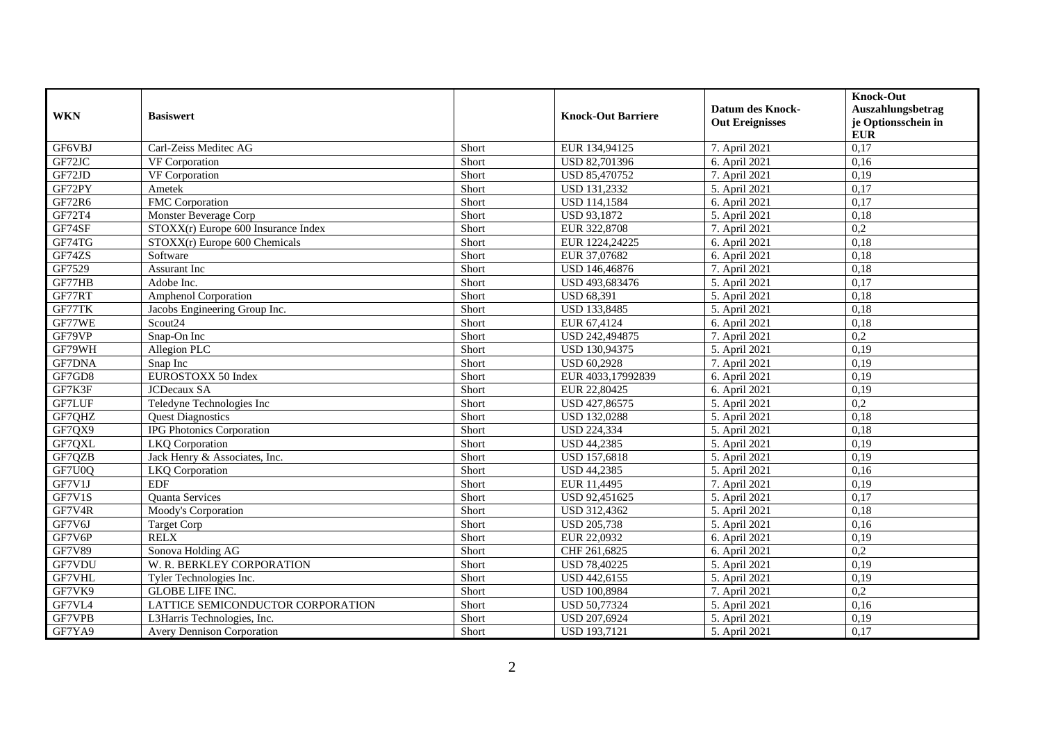| WKN | Basiswert | | Knock-Out Barriere | Datum des Knock-Out Ereignisses | Knock-Out Auszahlungsbetrag je Optionsschein in EUR |
|---|---|---|---|---|---|
| GF6VBJ | Carl-Zeiss Meditec AG | Short | EUR 134,94125 | 7. April 2021 | 0,17 |
| GF72JC | VF Corporation | Short | USD 82,701396 | 6. April 2021 | 0,16 |
| GF72JD | VF Corporation | Short | USD 85,470752 | 7. April 2021 | 0,19 |
| GF72PY | Ametek | Short | USD 131,2332 | 5. April 2021 | 0,17 |
| GF72R6 | FMC Corporation | Short | USD 114,1584 | 6. April 2021 | 0,17 |
| GF72T4 | Monster Beverage Corp | Short | USD 93,1872 | 5. April 2021 | 0,18 |
| GF74SF | STOXX(r) Europe 600 Insurance Index | Short | EUR 322,8708 | 7. April 2021 | 0,2 |
| GF74TG | STOXX(r) Europe 600 Chemicals | Short | EUR 1224,24225 | 6. April 2021 | 0,18 |
| GF74ZS | Software | Short | EUR 37,07682 | 6. April 2021 | 0,18 |
| GF7529 | Assurant Inc | Short | USD 146,46876 | 7. April 2021 | 0,18 |
| GF77HB | Adobe Inc. | Short | USD 493,683476 | 5. April 2021 | 0,17 |
| GF77RT | Amphenol Corporation | Short | USD 68,391 | 5. April 2021 | 0,18 |
| GF77TK | Jacobs Engineering Group Inc. | Short | USD 133,8485 | 5. April 2021 | 0,18 |
| GF77WE | Scout24 | Short | EUR 67,4124 | 6. April 2021 | 0,18 |
| GF79VP | Snap-On Inc | Short | USD 242,494875 | 7. April 2021 | 0,2 |
| GF79WH | Allegion PLC | Short | USD 130,94375 | 5. April 2021 | 0,19 |
| GF7DNA | Snap Inc | Short | USD 60,2928 | 7. April 2021 | 0,19 |
| GF7GD8 | EUROSTOXX 50 Index | Short | EUR 4033,17992839 | 6. April 2021 | 0,19 |
| GF7K3F | JCDecaux SA | Short | EUR 22,80425 | 6. April 2021 | 0,19 |
| GF7LUF | Teledyne Technologies Inc | Short | USD 427,86575 | 5. April 2021 | 0,2 |
| GF7QHZ | Quest Diagnostics | Short | USD 132,0288 | 5. April 2021 | 0,18 |
| GF7QX9 | IPG Photonics Corporation | Short | USD 224,334 | 5. April 2021 | 0,18 |
| GF7QXL | LKQ Corporation | Short | USD 44,2385 | 5. April 2021 | 0,19 |
| GF7QZB | Jack Henry & Associates, Inc. | Short | USD 157,6818 | 5. April 2021 | 0,19 |
| GF7U0Q | LKQ Corporation | Short | USD 44,2385 | 5. April 2021 | 0,16 |
| GF7V1J | EDF | Short | EUR 11,4495 | 7. April 2021 | 0,19 |
| GF7V1S | Quanta Services | Short | USD 92,451625 | 5. April 2021 | 0,17 |
| GF7V4R | Moody's Corporation | Short | USD 312,4362 | 5. April 2021 | 0,18 |
| GF7V6J | Target Corp | Short | USD 205,738 | 5. April 2021 | 0,16 |
| GF7V6P | RELX | Short | EUR 22,0932 | 6. April 2021 | 0,19 |
| GF7V89 | Sonova Holding AG | Short | CHF 261,6825 | 6. April 2021 | 0,2 |
| GF7VDU | W. R. BERKLEY CORPORATION | Short | USD 78,40225 | 5. April 2021 | 0,19 |
| GF7VHL | Tyler Technologies Inc. | Short | USD 442,6155 | 5. April 2021 | 0,19 |
| GF7VK9 | GLOBE LIFE INC. | Short | USD 100,8984 | 7. April 2021 | 0,2 |
| GF7VL4 | LATTICE SEMICONDUCTOR CORPORATION | Short | USD 50,77324 | 5. April 2021 | 0,16 |
| GF7VPB | L3Harris Technologies, Inc. | Short | USD 207,6924 | 5. April 2021 | 0,19 |
| GF7YA9 | Avery Dennison Corporation | Short | USD 193,7121 | 5. April 2021 | 0,17 |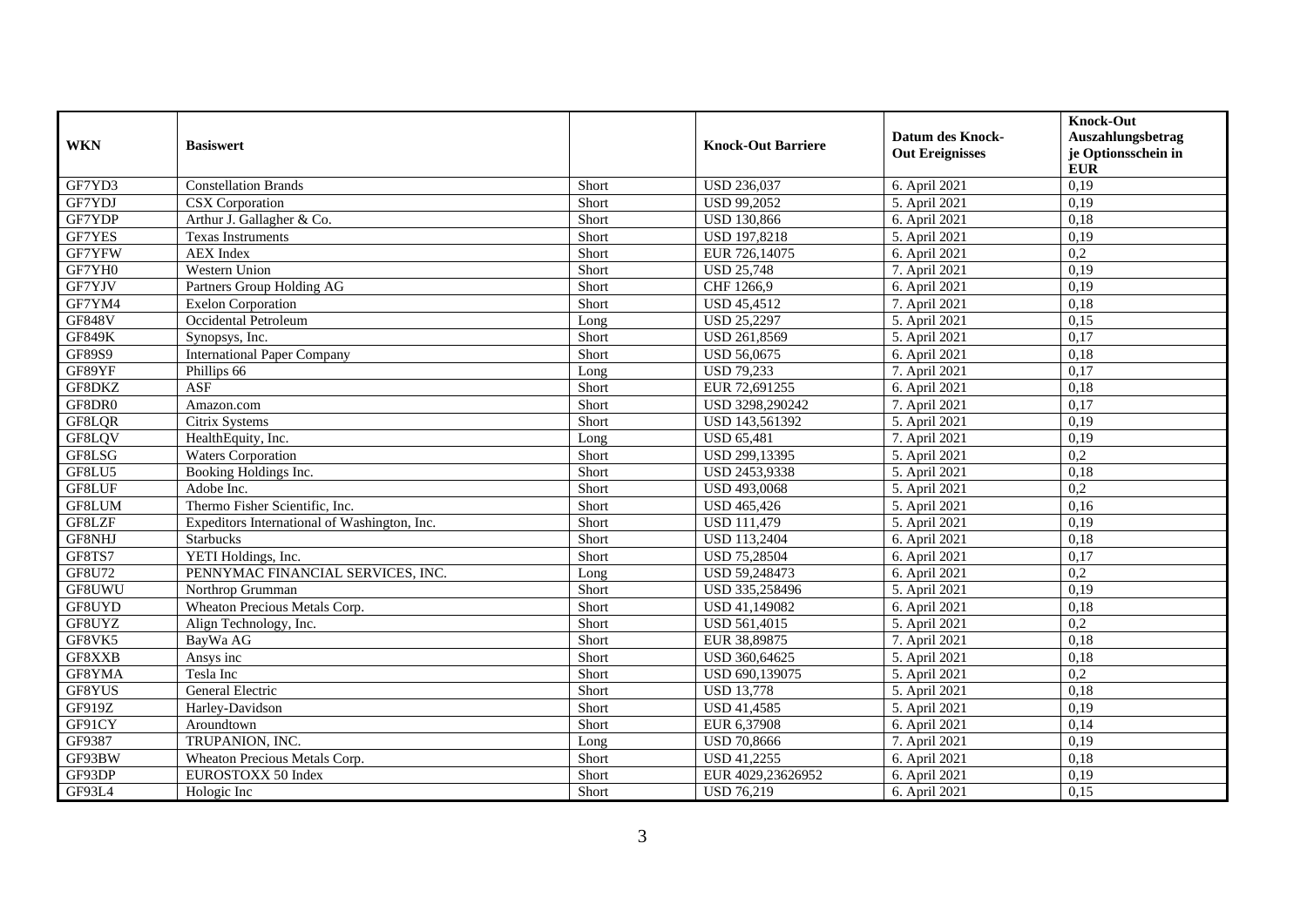| WKN | Basiswert | | Knock-Out Barriere | Datum des Knock-Out Ereignisses | Knock-Out Auszahlungsbetrag je Optionsschein in EUR |
|---|---|---|---|---|---|
| GF7YD3 | Constellation Brands | Short | USD 236,037 | 6. April 2021 | 0,19 |
| GF7YDJ | CSX Corporation | Short | USD 99,2052 | 5. April 2021 | 0,19 |
| GF7YDP | Arthur J. Gallagher & Co. | Short | USD 130,866 | 6. April 2021 | 0,18 |
| GF7YES | Texas Instruments | Short | USD 197,8218 | 5. April 2021 | 0,19 |
| GF7YFW | AEX Index | Short | EUR 726,14075 | 6. April 2021 | 0,2 |
| GF7YH0 | Western Union | Short | USD 25,748 | 7. April 2021 | 0,19 |
| GF7YJV | Partners Group Holding AG | Short | CHF 1266,9 | 6. April 2021 | 0,19 |
| GF7YM4 | Exelon Corporation | Short | USD 45,4512 | 7. April 2021 | 0,18 |
| GF848V | Occidental Petroleum | Long | USD 25,2297 | 5. April 2021 | 0,15 |
| GF849K | Synopsys, Inc. | Short | USD 261,8569 | 5. April 2021 | 0,17 |
| GF89S9 | International Paper Company | Short | USD 56,0675 | 6. April 2021 | 0,18 |
| GF89YF | Phillips 66 | Long | USD 79,233 | 7. April 2021 | 0,17 |
| GF8DKZ | ASF | Short | EUR 72,691255 | 6. April 2021 | 0,18 |
| GF8DR0 | Amazon.com | Short | USD 3298,290242 | 7. April 2021 | 0,17 |
| GF8LQR | Citrix Systems | Short | USD 143,561392 | 5. April 2021 | 0,19 |
| GF8LQV | HealthEquity, Inc. | Long | USD 65,481 | 7. April 2021 | 0,19 |
| GF8LSG | Waters Corporation | Short | USD 299,13395 | 5. April 2021 | 0,2 |
| GF8LU5 | Booking Holdings Inc. | Short | USD 2453,9338 | 5. April 2021 | 0,18 |
| GF8LUF | Adobe Inc. | Short | USD 493,0068 | 5. April 2021 | 0,2 |
| GF8LUM | Thermo Fisher Scientific, Inc. | Short | USD 465,426 | 5. April 2021 | 0,16 |
| GF8LZF | Expeditors International of Washington, Inc. | Short | USD 111,479 | 5. April 2021 | 0,19 |
| GF8NHJ | Starbucks | Short | USD 113,2404 | 6. April 2021 | 0,18 |
| GF8TS7 | YETI Holdings, Inc. | Short | USD 75,28504 | 6. April 2021 | 0,17 |
| GF8U72 | PENNYMAC FINANCIAL SERVICES, INC. | Long | USD 59,248473 | 6. April 2021 | 0,2 |
| GF8UWU | Northrop Grumman | Short | USD 335,258496 | 5. April 2021 | 0,19 |
| GF8UYD | Wheaton Precious Metals Corp. | Short | USD 41,149082 | 6. April 2021 | 0,18 |
| GF8UYZ | Align Technology, Inc. | Short | USD 561,4015 | 5. April 2021 | 0,2 |
| GF8VK5 | BayWa AG | Short | EUR 38,89875 | 7. April 2021 | 0,18 |
| GF8XXB | Ansys inc | Short | USD 360,64625 | 5. April 2021 | 0,18 |
| GF8YMA | Tesla Inc | Short | USD 690,139075 | 5. April 2021 | 0,2 |
| GF8YUS | General Electric | Short | USD 13,778 | 5. April 2021 | 0,18 |
| GF919Z | Harley-Davidson | Short | USD 41,4585 | 5. April 2021 | 0,19 |
| GF91CY | Aroundtown | Short | EUR 6,37908 | 6. April 2021 | 0,14 |
| GF9387 | TRUPANION, INC. | Long | USD 70,8666 | 7. April 2021 | 0,19 |
| GF93BW | Wheaton Precious Metals Corp. | Short | USD 41,2255 | 6. April 2021 | 0,18 |
| GF93DP | EUROSTOXX 50 Index | Short | EUR 4029,23626952 | 6. April 2021 | 0,19 |
| GF93L4 | Hologic Inc | Short | USD 76,219 | 6. April 2021 | 0,15 |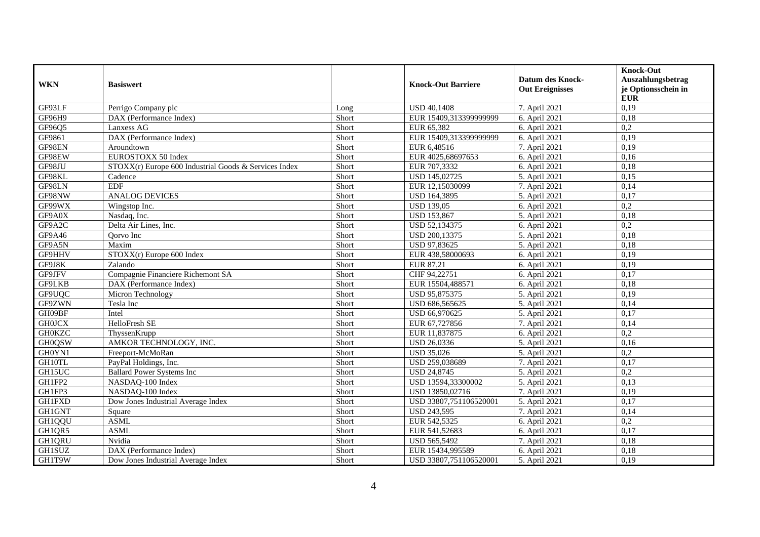| WKN | Basiswert | | Knock-Out Barriere | Datum des Knock-Out Ereignisses | Knock-Out Auszahlungsbetrag je Optionsschein in EUR |
|---|---|---|---|---|---|
| GF93LF | Perrigo Company plc | Long | USD 40,1408 | 7. April 2021 | 0,19 |
| GF96H9 | DAX (Performance Index) | Short | EUR 15409,313399999999 | 6. April 2021 | 0,18 |
| GF96Q5 | Lanxess AG | Short | EUR 65,382 | 6. April 2021 | 0,2 |
| GF9861 | DAX (Performance Index) | Short | EUR 15409,313399999999 | 6. April 2021 | 0,19 |
| GF98EN | Aroundtown | Short | EUR 6,48516 | 7. April 2021 | 0,19 |
| GF98EW | EUROSTOXX 50 Index | Short | EUR 4025,68697653 | 6. April 2021 | 0,16 |
| GF98JU | STOXX(r) Europe 600 Industrial Goods & Services Index | Short | EUR 707,3332 | 6. April 2021 | 0,18 |
| GF98KL | Cadence | Short | USD 145,02725 | 5. April 2021 | 0,15 |
| GF98LN | EDF | Short | EUR 12,15030099 | 7. April 2021 | 0,14 |
| GF98NW | ANALOG DEVICES | Short | USD 164,3895 | 5. April 2021 | 0,17 |
| GF99WX | Wingstop Inc. | Short | USD 139,05 | 6. April 2021 | 0,2 |
| GF9A0X | Nasdaq, Inc. | Short | USD 153,867 | 5. April 2021 | 0,18 |
| GF9A2C | Delta Air Lines, Inc. | Short | USD 52,134375 | 6. April 2021 | 0,2 |
| GF9A46 | Qorvo Inc | Short | USD 200,13375 | 5. April 2021 | 0,18 |
| GF9A5N | Maxim | Short | USD 97,83625 | 5. April 2021 | 0,18 |
| GF9HHV | STOXX(r) Europe 600 Index | Short | EUR 438,58000693 | 6. April 2021 | 0,19 |
| GF9J8K | Zalando | Short | EUR 87,21 | 6. April 2021 | 0,19 |
| GF9JFV | Compagnie Financiere Richemont SA | Short | CHF 94,22751 | 6. April 2021 | 0,17 |
| GF9LKB | DAX (Performance Index) | Short | EUR 15504,488571 | 6. April 2021 | 0,18 |
| GF9UQC | Micron Technology | Short | USD 95,875375 | 5. April 2021 | 0,19 |
| GF9ZWN | Tesla Inc | Short | USD 686,565625 | 5. April 2021 | 0,14 |
| GH09BF | Intel | Short | USD 66,970625 | 5. April 2021 | 0,17 |
| GH0JCX | HelloFresh SE | Short | EUR 67,727856 | 7. April 2021 | 0,14 |
| GH0KZC | ThyssenKrupp | Short | EUR 11,837875 | 6. April 2021 | 0,2 |
| GH0QSW | AMKOR TECHNOLOGY, INC. | Short | USD 26,0336 | 5. April 2021 | 0,16 |
| GH0YN1 | Freeport-McMoRan | Short | USD 35,026 | 5. April 2021 | 0,2 |
| GH10TL | PayPal Holdings, Inc. | Short | USD 259,038689 | 7. April 2021 | 0,17 |
| GH15UC | Ballard Power Systems Inc | Short | USD 24,8745 | 5. April 2021 | 0,2 |
| GH1FP2 | NASDAQ-100 Index | Short | USD 13594,33300002 | 5. April 2021 | 0,13 |
| GH1FP3 | NASDAQ-100 Index | Short | USD 13850,02716 | 7. April 2021 | 0,19 |
| GH1FXD | Dow Jones Industrial Average Index | Short | USD 33807,751106520001 | 5. April 2021 | 0,17 |
| GH1GNT | Square | Short | USD 243,595 | 7. April 2021 | 0,14 |
| GH1QQU | ASML | Short | EUR 542,5325 | 6. April 2021 | 0,2 |
| GH1QR5 | ASML | Short | EUR 541,52683 | 6. April 2021 | 0,17 |
| GH1QRU | Nvidia | Short | USD 565,5492 | 7. April 2021 | 0,18 |
| GH1SUZ | DAX (Performance Index) | Short | EUR 15434,995589 | 6. April 2021 | 0,18 |
| GH1T9W | Dow Jones Industrial Average Index | Short | USD 33807,751106520001 | 5. April 2021 | 0,19 |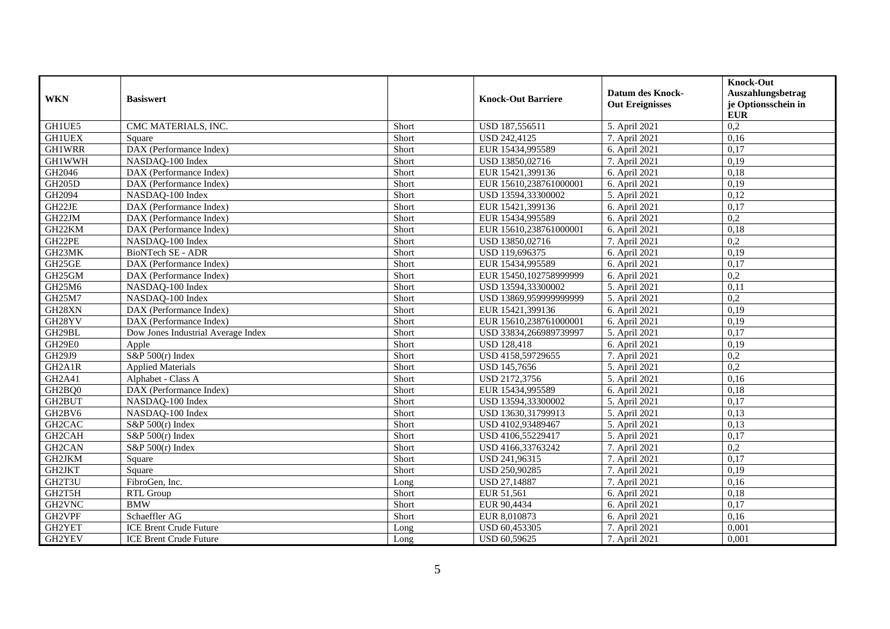| WKN | Basiswert | | Knock-Out Barriere | Datum des Knock-Out Ereignisses | Knock-Out Auszahlungsbetrag je Optionsschein in EUR |
|---|---|---|---|---|---|
| GH1UE5 | CMC MATERIALS, INC. | Short | USD 187,556511 | 5. April 2021 | 0,2 |
| GH1UEX | Square | Short | USD 242,4125 | 7. April 2021 | 0,16 |
| GH1WRR | DAX (Performance Index) | Short | EUR 15434,995589 | 6. April 2021 | 0,17 |
| GH1WWH | NASDAQ-100 Index | Short | USD 13850,02716 | 7. April 2021 | 0,19 |
| GH2046 | DAX (Performance Index) | Short | EUR 15421,399136 | 6. April 2021 | 0,18 |
| GH205D | DAX (Performance Index) | Short | EUR 15610,238761000001 | 6. April 2021 | 0,19 |
| GH2094 | NASDAQ-100 Index | Short | USD 13594,33300002 | 5. April 2021 | 0,12 |
| GH22JE | DAX (Performance Index) | Short | EUR 15421,399136 | 6. April 2021 | 0,17 |
| GH22JM | DAX (Performance Index) | Short | EUR 15434,995589 | 6. April 2021 | 0,2 |
| GH22KM | DAX (Performance Index) | Short | EUR 15610,238761000001 | 6. April 2021 | 0,18 |
| GH22PE | NASDAQ-100 Index | Short | USD 13850,02716 | 7. April 2021 | 0,2 |
| GH23MK | BioNTech SE - ADR | Short | USD 119,696375 | 6. April 2021 | 0,19 |
| GH25GE | DAX (Performance Index) | Short | EUR 15434,995589 | 6. April 2021 | 0,17 |
| GH25GM | DAX (Performance Index) | Short | EUR 15450,102758999999 | 6. April 2021 | 0,2 |
| GH25M6 | NASDAQ-100 Index | Short | USD 13594,33300002 | 5. April 2021 | 0,11 |
| GH25M7 | NASDAQ-100 Index | Short | USD 13869,959999999999 | 5. April 2021 | 0,2 |
| GH28XN | DAX (Performance Index) | Short | EUR 15421,399136 | 6. April 2021 | 0,19 |
| GH28YV | DAX (Performance Index) | Short | EUR 15610,238761000001 | 6. April 2021 | 0,19 |
| GH29BL | Dow Jones Industrial Average Index | Short | USD 33834,266989739997 | 5. April 2021 | 0,17 |
| GH29E0 | Apple | Short | USD 128,418 | 6. April 2021 | 0,19 |
| GH29J9 | S&P 500(r) Index | Short | USD 4158,59729655 | 7. April 2021 | 0,2 |
| GH2A1R | Applied Materials | Short | USD 145,7656 | 5. April 2021 | 0,2 |
| GH2A41 | Alphabet - Class A | Short | USD 2172,3756 | 5. April 2021 | 0,16 |
| GH2BQ0 | DAX (Performance Index) | Short | EUR 15434,995589 | 6. April 2021 | 0,18 |
| GH2BUT | NASDAQ-100 Index | Short | USD 13594,33300002 | 5. April 2021 | 0,17 |
| GH2BV6 | NASDAQ-100 Index | Short | USD 13630,31799913 | 5. April 2021 | 0,13 |
| GH2CAC | S&P 500(r) Index | Short | USD 4102,93489467 | 5. April 2021 | 0,13 |
| GH2CAH | S&P 500(r) Index | Short | USD 4106,55229417 | 5. April 2021 | 0,17 |
| GH2CAN | S&P 500(r) Index | Short | USD 4166,33763242 | 7. April 2021 | 0,2 |
| GH2JKM | Square | Short | USD 241,96315 | 7. April 2021 | 0,17 |
| GH2JKT | Square | Short | USD 250,90285 | 7. April 2021 | 0,19 |
| GH2T3U | FibroGen, Inc. | Long | USD 27,14887 | 7. April 2021 | 0,16 |
| GH2T5H | RTL Group | Short | EUR 51,561 | 6. April 2021 | 0,18 |
| GH2VNC | BMW | Short | EUR 90,4434 | 6. April 2021 | 0,17 |
| GH2VPF | Schaeffler AG | Short | EUR 8,010873 | 6. April 2021 | 0,16 |
| GH2YET | ICE Brent Crude Future | Long | USD 60,453305 | 7. April 2021 | 0,001 |
| GH2YEV | ICE Brent Crude Future | Long | USD 60,59625 | 7. April 2021 | 0,001 |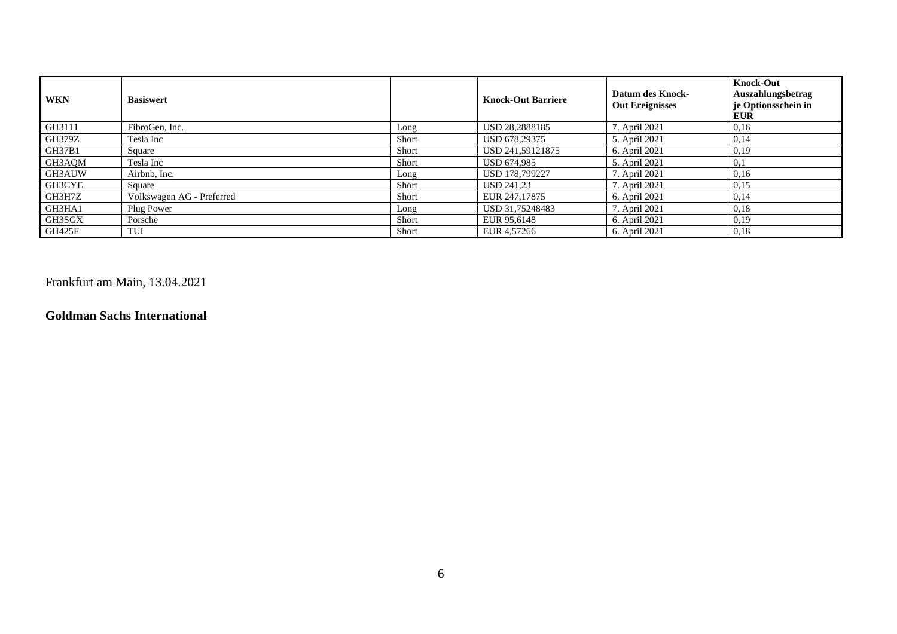| WKN | Basiswert | | Knock-Out Barriere | Datum des Knock-Out Ereignisses | Knock-Out Auszahlungsbetrag je Optionsschein in EUR |
|---|---|---|---|---|---|
| GH3111 | FibroGen, Inc. | Long | USD 28,2888185 | 7. April 2021 | 0,16 |
| GH379Z | Tesla Inc | Short | USD 678,29375 | 5. April 2021 | 0,14 |
| GH37B1 | Square | Short | USD 241,59121875 | 6. April 2021 | 0,19 |
| GH3AQM | Tesla Inc | Short | USD 674,985 | 5. April 2021 | 0,1 |
| GH3AUW | Airbnb, Inc. | Long | USD 178,799227 | 7. April 2021 | 0,16 |
| GH3CYE | Square | Short | USD 241,23 | 7. April 2021 | 0,15 |
| GH3H7Z | Volkswagen AG - Preferred | Short | EUR 247,17875 | 6. April 2021 | 0,14 |
| GH3HA1 | Plug Power | Long | USD 31,75248483 | 7. April 2021 | 0,18 |
| GH3SGX | Porsche | Short | EUR 95,6148 | 6. April 2021 | 0,19 |
| GH425F | TUI | Short | EUR 4,57266 | 6. April 2021 | 0,18 |

Frankfurt am Main, 13.04.2021

**Goldman Sachs International**